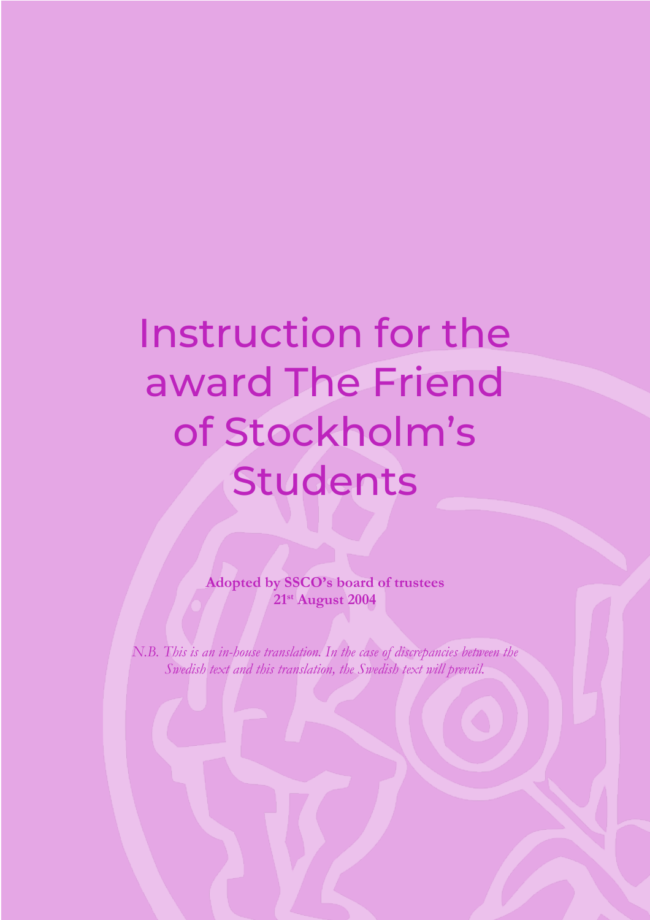# Instruction for the award The Friend of Stockholm's Students

**Adopted by SSCO's board of trustees**
**21st August 2004**

*N.B. This is an in-house translation. In the case of discrepancies between the Swedish text and this translation, the Swedish text will prevail.*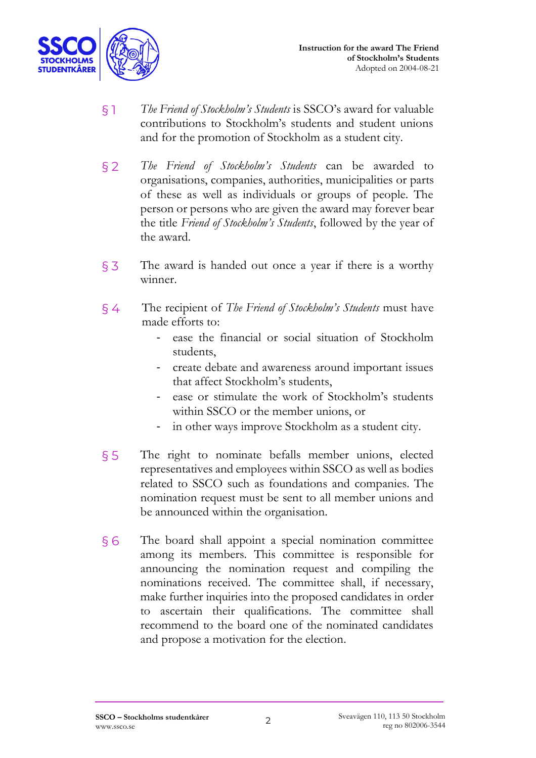§ 1 *The Friend of Stockholm's Students* is SSCO's award for valuable contributions to Stockholm's students and student unions and for the promotion of Stockholm as a student city.

§ 2 *The Friend of Stockholm's Students* can be awarded to organisations, companies, authorities, municipalities or parts of these as well as individuals or groups of people. The person or persons who are given the award may forever bear the title *Friend of Stockholm's Students*, followed by the year of the award.

§ 3 The award is handed out once a year if there is a worthy winner.

§ 4 The recipient of *The Friend of Stockholm's Students* must have made efforts to:

- ease the financial or social situation of Stockholm students,
- create debate and awareness around important issues that affect Stockholm's students,
- ease or stimulate the work of Stockholm's students within SSCO or the member unions, or
- in other ways improve Stockholm as a student city.

§ 5 The right to nominate befalls member unions, elected representatives and employees within SSCO as well as bodies related to SSCO such as foundations and companies. The nomination request must be sent to all member unions and be announced within the organisation.

§ 6 The board shall appoint a special nomination committee among its members. This committee is responsible for announcing the nomination request and compiling the nominations received. The committee shall, if necessary, make further inquiries into the proposed candidates in order to ascertain their qualifications. The committee shall recommend to the board one of the nominated candidates and propose a motivation for the election.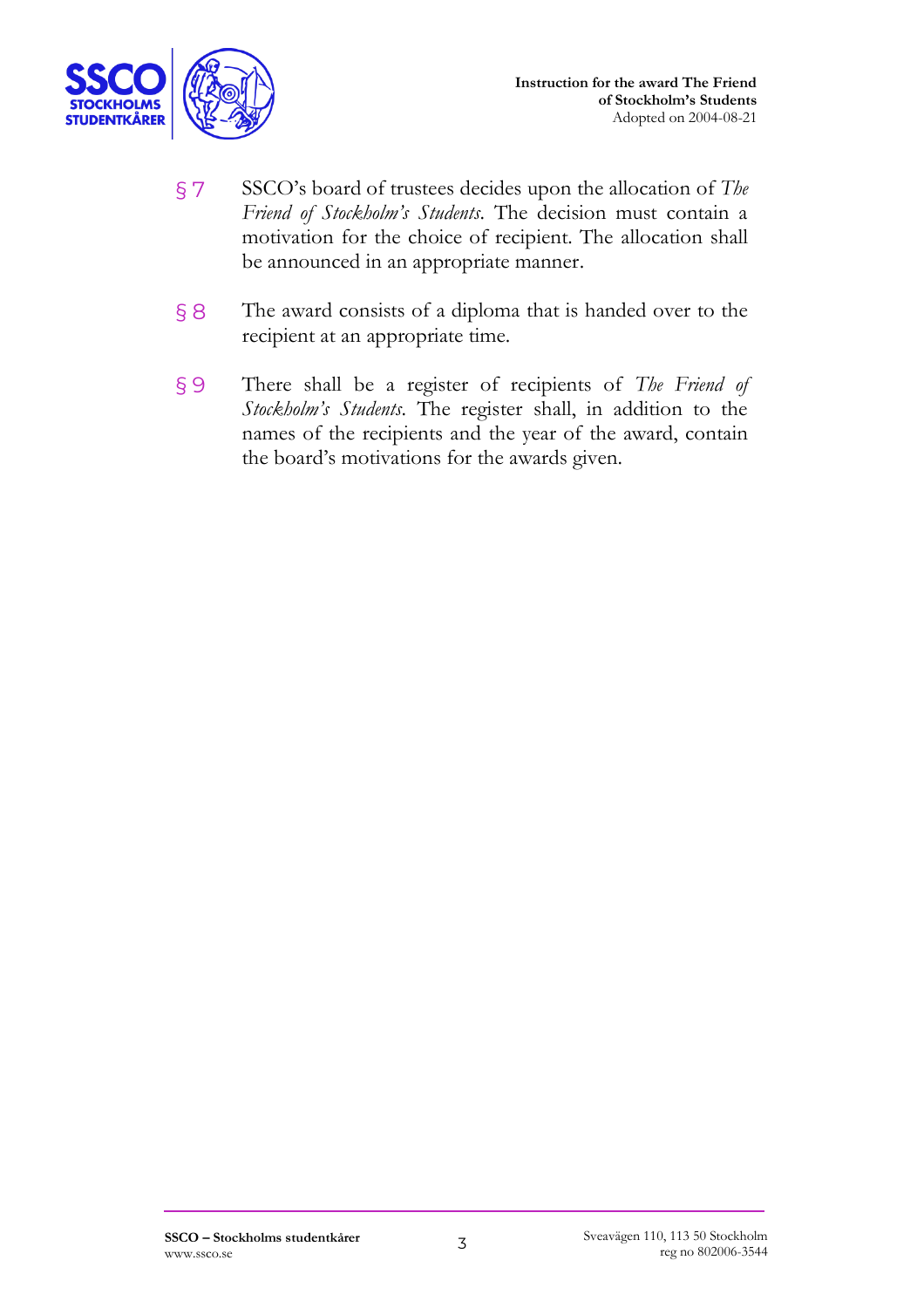§ 7 SSCO's board of trustees decides upon the allocation of *The Friend of Stockholm's Students*. The decision must contain a motivation for the choice of recipient. The allocation shall be announced in an appropriate manner.

§ 8 The award consists of a diploma that is handed over to the recipient at an appropriate time.

§ 9 There shall be a register of recipients of *The Friend of Stockholm's Students*. The register shall, in addition to the names of the recipients and the year of the award, contain the board's motivations for the awards given.